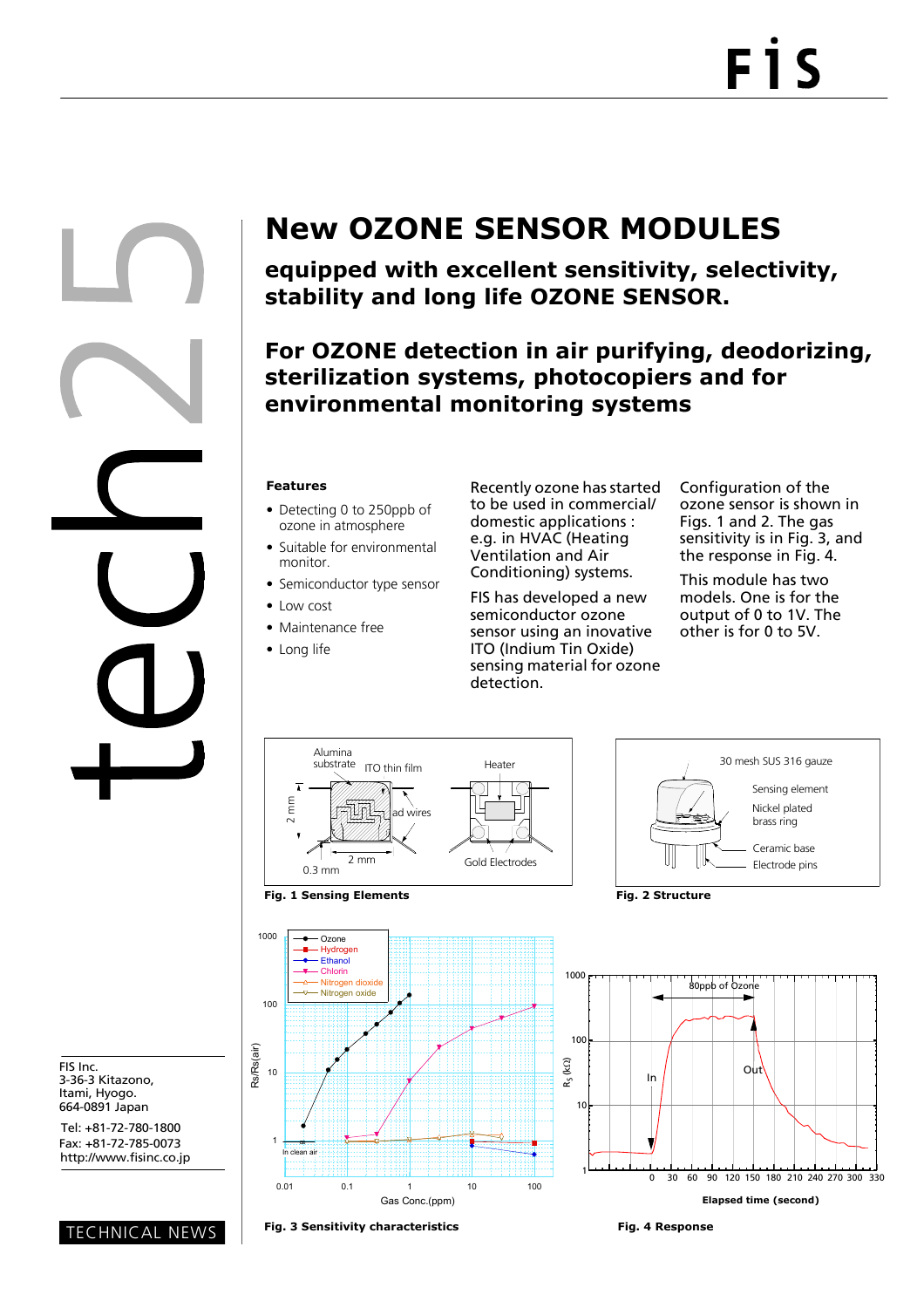# New OZONE SENSOR MODULES

## equipped with excellent sensitivity, selectivity, stability and long life OZONE SENSOR.

## For OZONE detection in air purifying, deodorizing, sterilization systems, photocopiers and for environmental monitoring systems

**Features**

- Detecting 0 to 250ppb of ozone in atmosphere
- Suitable for environmental monitor.
- Semiconductor type sensor
- Low cost
- Maintenance free
- Long life

Recently ozone has started to be used in commercial/ domestic applications : e.g. in HVAC (Heating Ventilation and Air Conditioning) systems.

FIS has developed a new semiconductor ozone sensor using an inovative ITO (Indium Tin Oxide) sensing material for ozone detection.

Configuration of the ozone sensor is shown in Figs. 1 and 2. The gas sensitivity is in Fig. 3, and the response in Fig. 4.

This module has two models. One is for the output of 0 to 1V. The other is for 0 to 5V.

Alumina substrate, ITO thin film, Heater, Lead wires, Gold Electrodes, 2 mm, 2 mm, 0.3 mm

**Fig. 1 Sensing Elements**

30 mesh SUS 316 gauze, Sensing element, Nickel plated brass ring, Ceramic base, Electrode pins

**Fig. 2 Structure**

Rs/Rs(air) vs. Gas Conc.(ppm); Ozone, Hydrogen, Ethanol, Chlorin, Nitrogen dioxide, Nitrogen oxide; In clean air

**Fig. 3 Sensitivity characteristics**

$R_S$ (kΩ) vs. Elapsed time (second); 80ppb of Ozone; In; Out

**Fig. 4 Response**

FIS Inc.
3-36-3 Kitazono,
Itami, Hyogo.
664-0891 Japan

Tel: +81-72-780-1800
Fax: +81-72-785-0073
http://www.fisinc.co.jp

TECHNICAL NEWS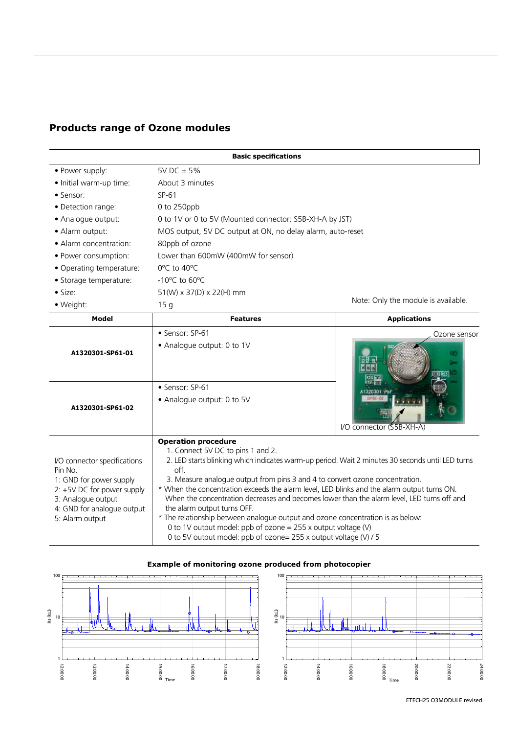## Products range of Ozone modules

| Basic specifications | |
|---|---|
| • Power supply: | 5V DC ± 5% |
| • Initial warm-up time: | About 3 minutes |
| • Sensor: | SP-61 |
| • Detection range: | 0 to 250ppb |
| • Analogue output: | 0 to 1V or 0 to 5V (Mounted connector: S5B-XH-A by JST) |
| • Alarm output: | MOS output, 5V DC output at ON, no delay alarm, auto-reset |
| • Alarm concentration: | 80ppb of ozone |
| • Power consumption: | Lower than 600mW (400mW for sensor) |
| • Operating temperature: | 0°C to 40°C |
| • Storage temperature: | -10°C to 60°C |
| • Size: | 51(W) x 37(D) x 22(H) mm |
| • Weight: | 15 g |

Note: Only the module is available.

| Model | Features | Applications |
|---|---|---|
| A1320301-SP61-01 | • Sensor: SP-61<br>• Analogue output: 0 to 1V | Ozone sensor<br>I/O connector (S5B-XH-A) |
| A1320301-SP61-02 | • Sensor: SP-61<br>• Analogue output: 0 to 5V | |

I/O connector specifications
Pin No.
1: GND for power supply
2: +5V DC for power supply
3: Analogue output
4: GND for analogue output
5: Alarm output

**Operation procedure**

1. Connect 5V DC to pins 1 and 2.
2. LED starts blinking which indicates warm-up period. Wait 2 minutes 30 seconds until LED turns off.
3. Measure analogue output from pins 3 and 4 to convert ozone concentration.

\* When the concentration exceeds the alarm level, LED blinks and the alarm output turns ON. When the concentration decreases and becomes lower than the alarm level, LED turns off and the alarm output turns OFF.

\* The relationship between analogue output and ozone concentration is as below:
0 to 1V output model: ppb of ozone = 255 x output voltage (V)
0 to 5V output model: ppb of ozone= 255 x output voltage (V) / 5

**Example of monitoring ozone produced from photocopier**

Rs (kΩ)
100
10
1
12:00:00
13:00:00
14:00:00
15:00:00
16:00:00
17:00:00
18:00:00
Time

Rs (kΩ)
100
10
1
12:00:00
14:00:00
16:00:00
18:00:00
20:00:00
22:00:00
24:00:00
Time

ETECH25 O3MODULE revised